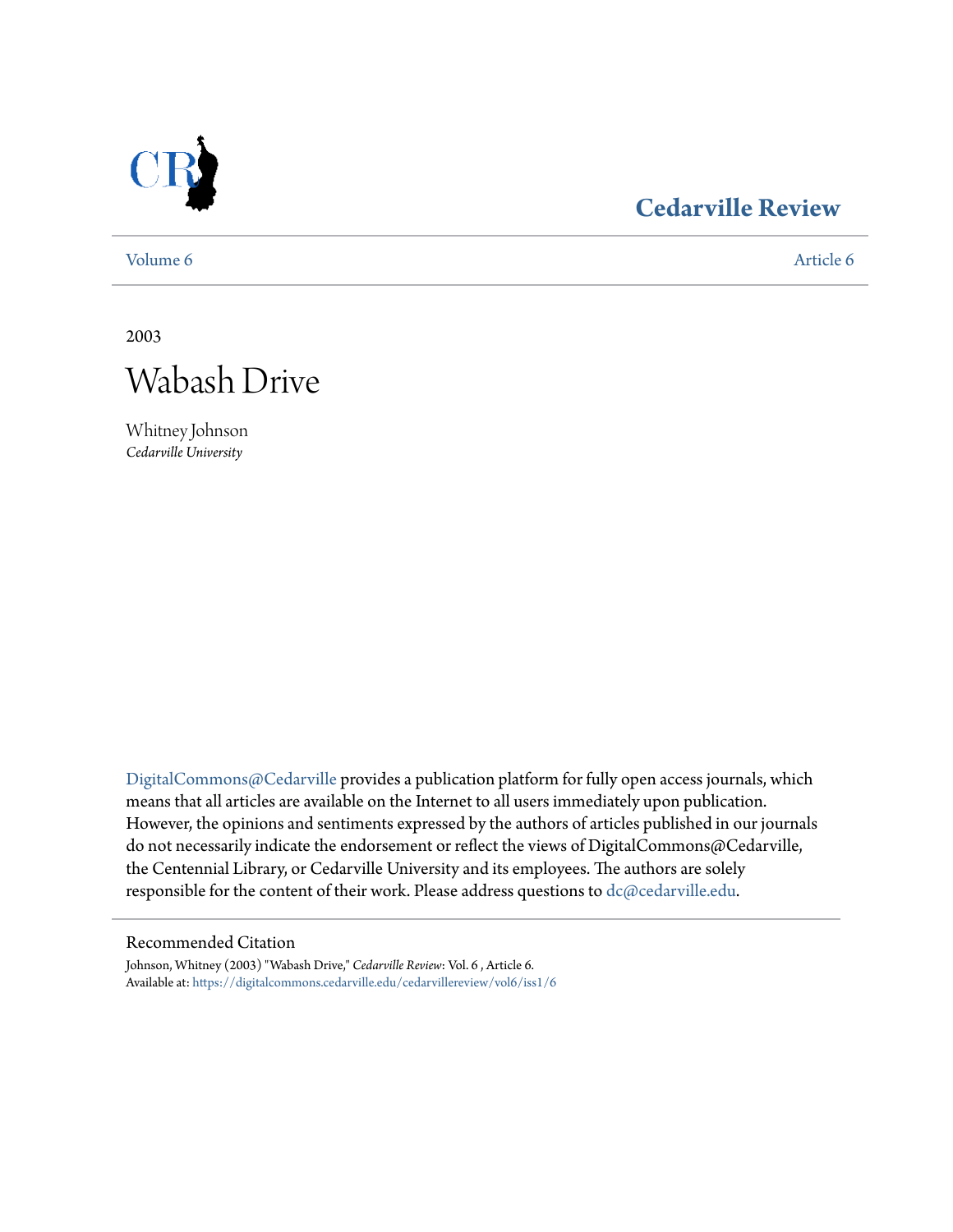Cedarville Review

Volume 6 — Article 6

2003

# Wabash Drive

Whitney Johnson
*Cedarville University*

DigitalCommons@Cedarville provides a publication platform for fully open access journals, which means that all articles are available on the Internet to all users immediately upon publication. However, the opinions and sentiments expressed by the authors of articles published in our journals do not necessarily indicate the endorsement or reflect the views of DigitalCommons@Cedarville, the Centennial Library, or Cedarville University and its employees. The authors are solely responsible for the content of their work. Please address questions to dc@cedarville.edu.

## Recommended Citation

Johnson, Whitney (2003) "Wabash Drive," *Cedarville Review*: Vol. 6 , Article 6.
Available at: https://digitalcommons.cedarville.edu/cedarvillereview/vol6/iss1/6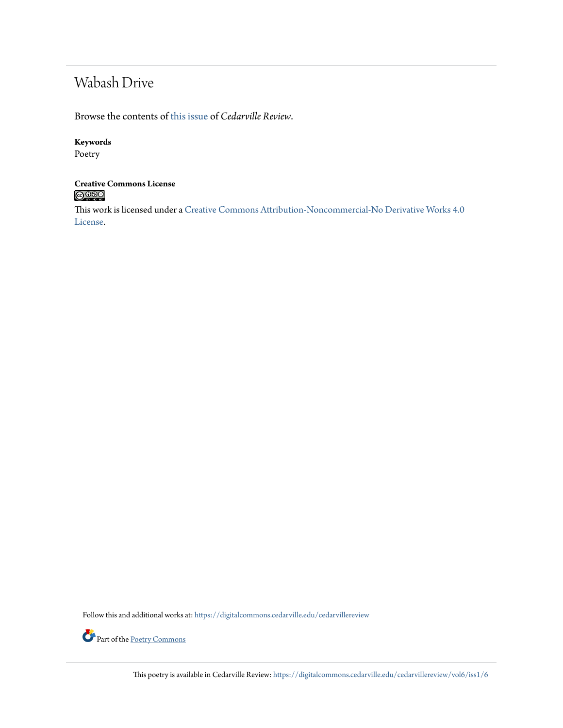## Wabash Drive

Browse the contents of this issue of *Cedarville Review*.

**Keywords**
Poetry

**Creative Commons License**

This work is licensed under a Creative Commons Attribution-Noncommercial-No Derivative Works 4.0 License.

Follow this and additional works at: https://digitalcommons.cedarville.edu/cedarvillereview

Part of the Poetry Commons

This poetry is available in Cedarville Review: https://digitalcommons.cedarville.edu/cedarvillereview/vol6/iss1/6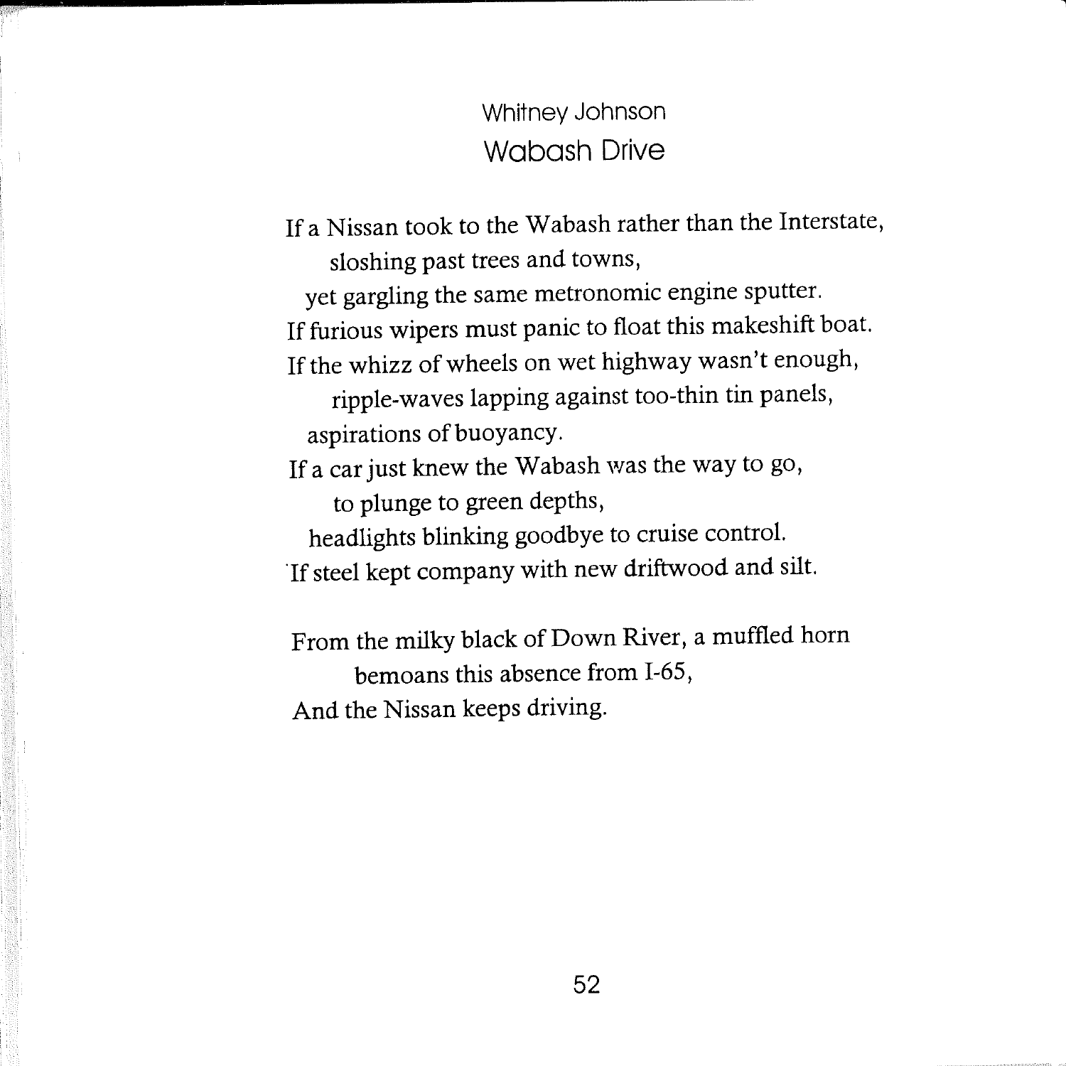Whitney Johnson

## Wabash Drive

If a Nissan took to the Wabash rather than the Interstate,  
sloshing past trees and towns,  
yet gargling the same metronomic engine sputter.  
If furious wipers must panic to float this makeshift boat.  
If the whizz of wheels on wet highway wasn't enough,  
ripple-waves lapping against too-thin tin panels,  
aspirations of buoyancy.  
If a car just knew the Wabash was the way to go,  
to plunge to green depths,  
headlights blinking goodbye to cruise control.  
If steel kept company with new driftwood and silt.

From the milky black of Down River, a muffled horn  
bemoans this absence from I-65,  
And the Nissan keeps driving.